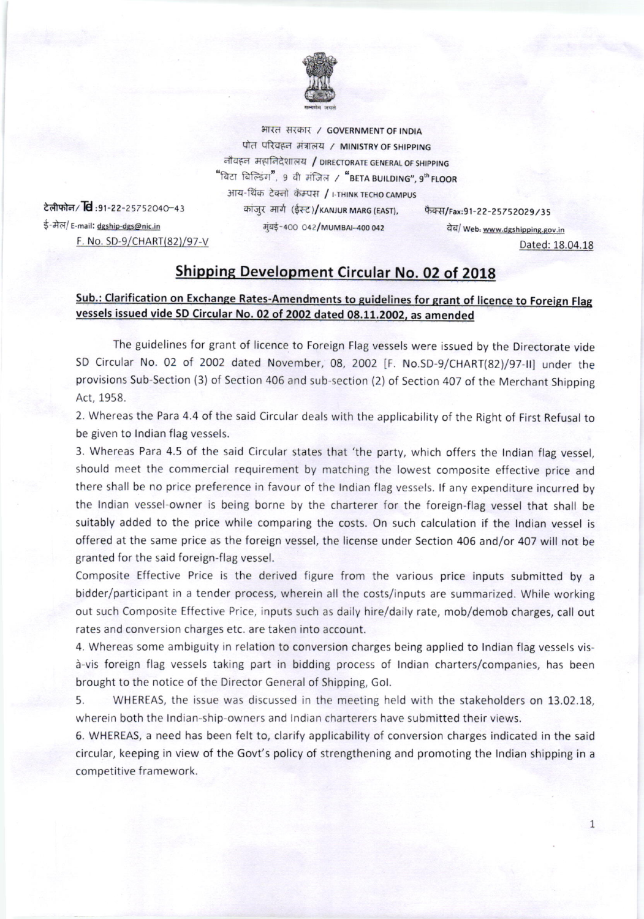भारत सरकार / GOVERNMENT OF INDIA
पोत परिवहन मंत्रालय / MINISTRY OF SHIPPING
नौवहन महानिदेशालय / DIRECTORATE GENERAL OF SHIPPING
"बिटा बिल्डिंग", 9 वी मंजिल / "BETA BUILDING", 9th FLOOR
आय-थिंक टेक्नो कॅम्पस / I-THINK TECHO CAMPUS
कांजुर मार्ग (ईस्ट)/KANJUR MARG (EAST),
मुंबई-400 042/MUMBAI-400 042

टेलीफोन/ Tel :91-22-25752040-43
ई-मेल/ E-mail: dgship-dgs@nic.in

फैक्स/Fax:91-22-25752029/35
वेब/ Web: www.dgshipping.gov.in

F. No. SD-9/CHART(82)/97-V

Dated: 18.04.18

## Shipping Development Circular No. 02 of 2018

### Sub.: Clarification on Exchange Rates-Amendments to guidelines for grant of licence to Foreign Flag vessels issued vide SD Circular No. 02 of 2002 dated 08.11.2002, as amended

The guidelines for grant of licence to Foreign Flag vessels were issued by the Directorate vide SD Circular No. 02 of 2002 dated November, 08, 2002 [F. No.SD-9/CHART(82)/97-II] under the provisions Sub-Section (3) of Section 406 and sub-section (2) of Section 407 of the Merchant Shipping Act, 1958.

2. Whereas the Para 4.4 of the said Circular deals with the applicability of the Right of First Refusal to be given to Indian flag vessels.

3. Whereas Para 4.5 of the said Circular states that 'the party, which offers the Indian flag vessel, should meet the commercial requirement by matching the lowest composite effective price and there shall be no price preference in favour of the Indian flag vessels. If any expenditure incurred by the Indian vessel-owner is being borne by the charterer for the foreign-flag vessel that shall be suitably added to the price while comparing the costs. On such calculation if the Indian vessel is offered at the same price as the foreign vessel, the license under Section 406 and/or 407 will not be granted for the said foreign-flag vessel.

Composite Effective Price is the derived figure from the various price inputs submitted by a bidder/participant in a tender process, wherein all the costs/inputs are summarized. While working out such Composite Effective Price, inputs such as daily hire/daily rate, mob/demob charges, call out rates and conversion charges etc. are taken into account.

4. Whereas some ambiguity in relation to conversion charges being applied to Indian flag vessels vis-à-vis foreign flag vessels taking part in bidding process of Indian charters/companies, has been brought to the notice of the Director General of Shipping, GoI.

5. WHEREAS, the issue was discussed in the meeting held with the stakeholders on 13.02.18, wherein both the Indian-ship-owners and Indian charterers have submitted their views.

6. WHEREAS, a need has been felt to, clarify applicability of conversion charges indicated in the said circular, keeping in view of the Govt's policy of strengthening and promoting the Indian shipping in a competitive framework.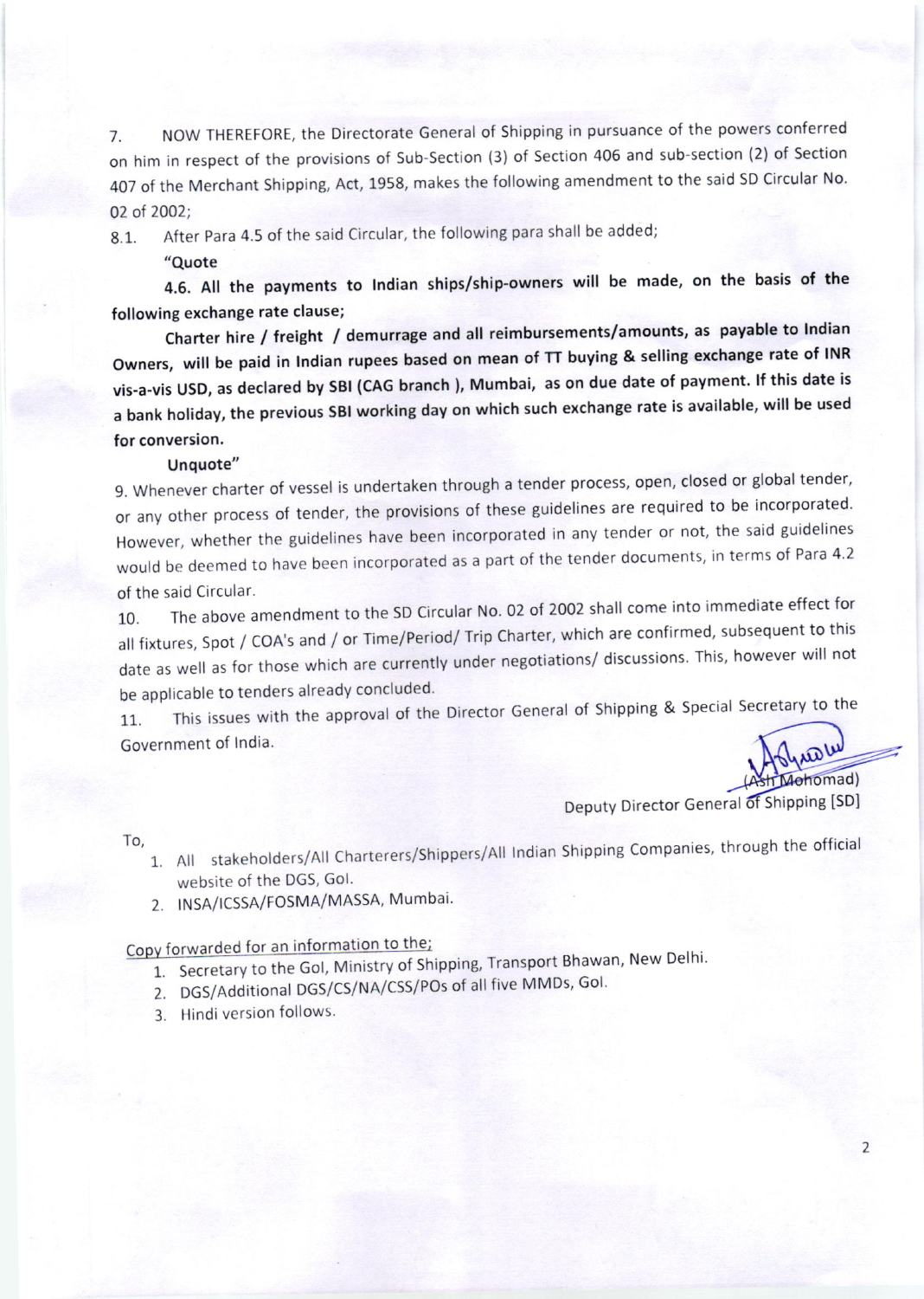7. NOW THEREFORE, the Directorate General of Shipping in pursuance of the powers conferred on him in respect of the provisions of Sub-Section (3) of Section 406 and sub-section (2) of Section 407 of the Merchant Shipping, Act, 1958, makes the following amendment to the said SD Circular No. 02 of 2002;

8.1. After Para 4.5 of the said Circular, the following para shall be added;

**"Quote**

**4.6. All the payments to Indian ships/ship-owners will be made, on the basis of the following exchange rate clause;**

**Charter hire / freight / demurrage and all reimbursements/amounts, as payable to Indian Owners, will be paid in Indian rupees based on mean of TT buying & selling exchange rate of INR vis-a-vis USD, as declared by SBI (CAG branch ), Mumbai, as on due date of payment. If this date is a bank holiday, the previous SBI working day on which such exchange rate is available, will be used for conversion.**

**Unquote"**

9. Whenever charter of vessel is undertaken through a tender process, open, closed or global tender, or any other process of tender, the provisions of these guidelines are required to be incorporated. However, whether the guidelines have been incorporated in any tender or not, the said guidelines would be deemed to have been incorporated as a part of the tender documents, in terms of Para 4.2 of the said Circular.

10. The above amendment to the SD Circular No. 02 of 2002 shall come into immediate effect for all fixtures, Spot / COA's and / or Time/Period/ Trip Charter, which are confirmed, subsequent to this date as well as for those which are currently under negotiations/ discussions. This, however will not be applicable to tenders already concluded.

11. This issues with the approval of the Director General of Shipping & Special Secretary to the Government of India.

(Ash Mohomad)
Deputy Director General of Shipping [SD]

To,

1. All stakeholders/All Charterers/Shippers/All Indian Shipping Companies, through the official website of the DGS, GoI.
2. INSA/ICSSA/FOSMA/MASSA, Mumbai.

Copy forwarded for an information to the;

1. Secretary to the GoI, Ministry of Shipping, Transport Bhawan, New Delhi.
2. DGS/Additional DGS/CS/NA/CSS/POs of all five MMDs, GoI.
3. Hindi version follows.